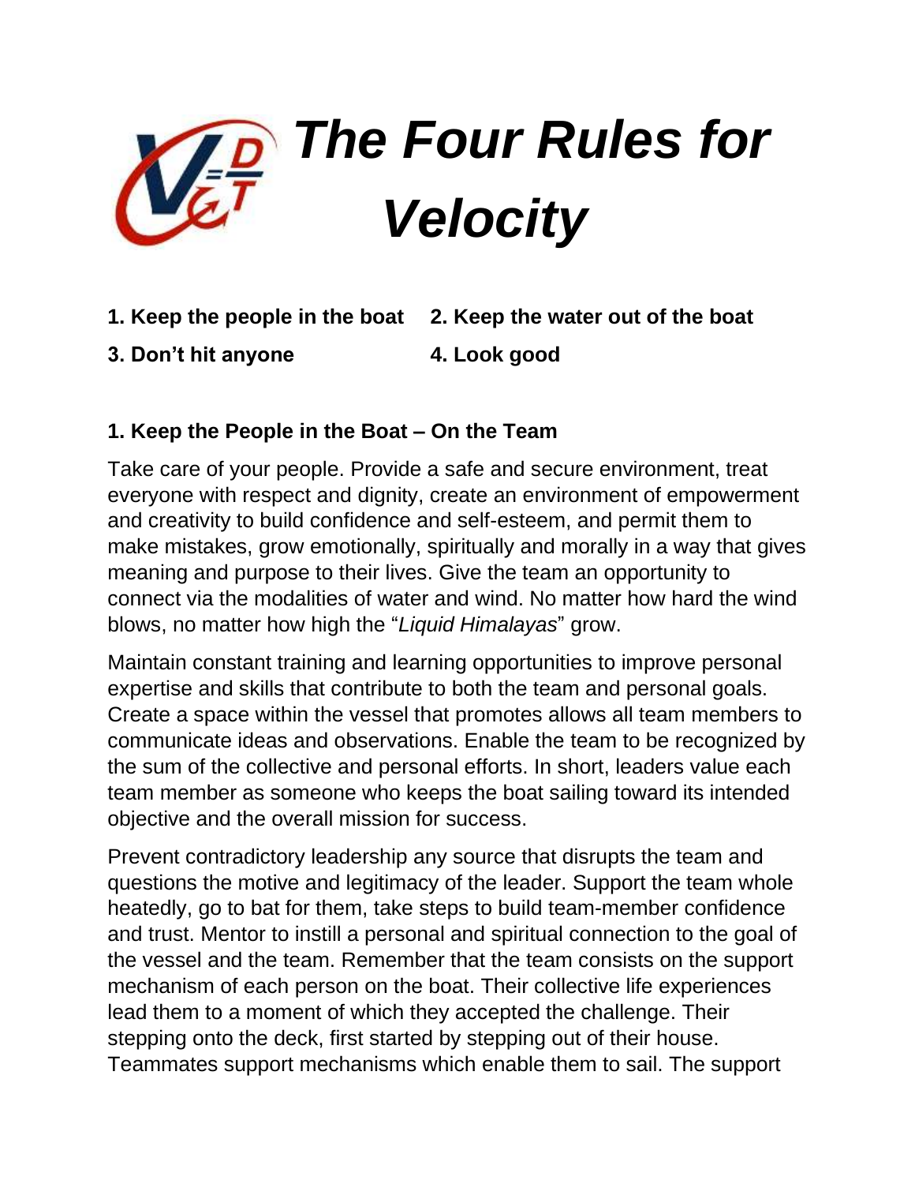# *The Four Rules for Velocity*

**1. Keep the people in the boat** **2. Keep the water out of the boat**

**3. Don't hit anyone** **4. Look good**

### 1. Keep the People in the Boat – On the Team

Take care of your people. Provide a safe and secure environment, treat everyone with respect and dignity, create an environment of empowerment and creativity to build confidence and self-esteem, and permit them to make mistakes, grow emotionally, spiritually and morally in a way that gives meaning and purpose to their lives. Give the team an opportunity to connect via the modalities of water and wind. No matter how hard the wind blows, no matter how high the "*Liquid Himalayas*" grow.

Maintain constant training and learning opportunities to improve personal expertise and skills that contribute to both the team and personal goals. Create a space within the vessel that promotes allows all team members to communicate ideas and observations. Enable the team to be recognized by the sum of the collective and personal efforts. In short, leaders value each team member as someone who keeps the boat sailing toward its intended objective and the overall mission for success.

Prevent contradictory leadership any source that disrupts the team and questions the motive and legitimacy of the leader. Support the team whole heatedly, go to bat for them, take steps to build team-member confidence and trust. Mentor to instill a personal and spiritual connection to the goal of the vessel and the team. Remember that the team consists on the support mechanism of each person on the boat. Their collective life experiences lead them to a moment of which they accepted the challenge. Their stepping onto the deck, first started by stepping out of their house. Teammates support mechanisms which enable them to sail. The support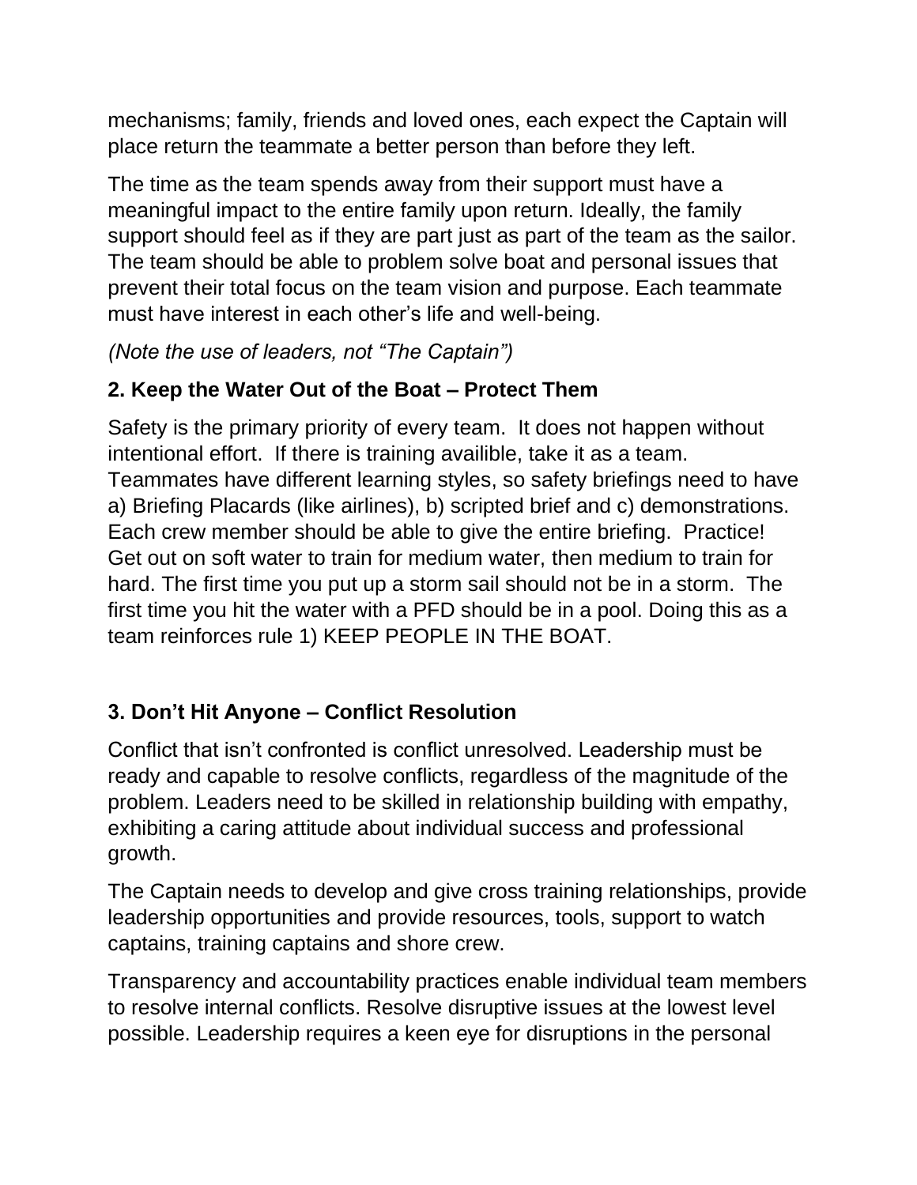mechanisms; family, friends and loved ones, each expect the Captain will place return the teammate a better person than before they left.

The time as the team spends away from their support must have a meaningful impact to the entire family upon return. Ideally, the family support should feel as if they are part just as part of the team as the sailor. The team should be able to problem solve boat and personal issues that prevent their total focus on the team vision and purpose. Each teammate must have interest in each other's life and well-being.

*(Note the use of leaders, not "The Captain")*

### 2. Keep the Water Out of the Boat – Protect Them

Safety is the primary priority of every team. It does not happen without intentional effort. If there is training availible, take it as a team. Teammates have different learning styles, so safety briefings need to have a) Briefing Placards (like airlines), b) scripted brief and c) demonstrations. Each crew member should be able to give the entire briefing. Practice! Get out on soft water to train for medium water, then medium to train for hard. The first time you put up a storm sail should not be in a storm. The first time you hit the water with a PFD should be in a pool. Doing this as a team reinforces rule 1) KEEP PEOPLE IN THE BOAT.

### 3. Don't Hit Anyone – Conflict Resolution

Conflict that isn't confronted is conflict unresolved. Leadership must be ready and capable to resolve conflicts, regardless of the magnitude of the problem. Leaders need to be skilled in relationship building with empathy, exhibiting a caring attitude about individual success and professional growth.

The Captain needs to develop and give cross training relationships, provide leadership opportunities and provide resources, tools, support to watch captains, training captains and shore crew.

Transparency and accountability practices enable individual team members to resolve internal conflicts. Resolve disruptive issues at the lowest level possible. Leadership requires a keen eye for disruptions in the personal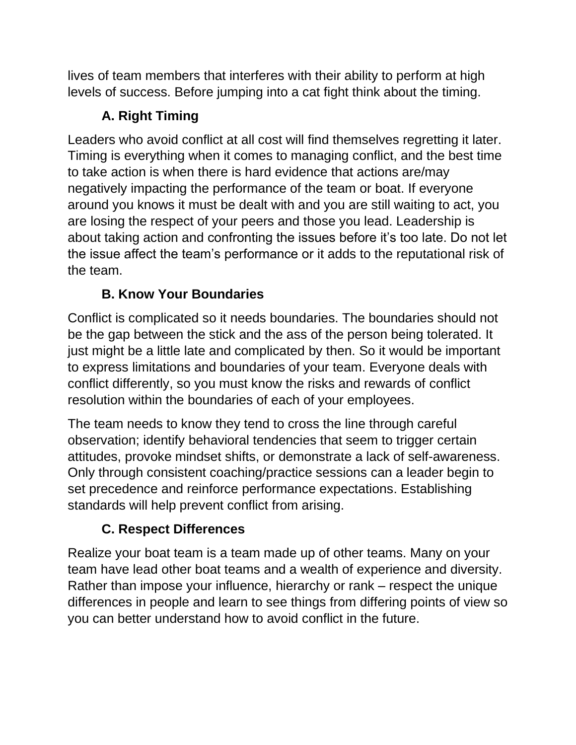lives of team members that interferes with their ability to perform at high levels of success. Before jumping into a cat fight think about the timing.

### A. Right Timing

Leaders who avoid conflict at all cost will find themselves regretting it later. Timing is everything when it comes to managing conflict, and the best time to take action is when there is hard evidence that actions are/may negatively impacting the performance of the team or boat. If everyone around you knows it must be dealt with and you are still waiting to act, you are losing the respect of your peers and those you lead. Leadership is about taking action and confronting the issues before it's too late. Do not let the issue affect the team's performance or it adds to the reputational risk of the team.

### B. Know Your Boundaries

Conflict is complicated so it needs boundaries. The boundaries should not be the gap between the stick and the ass of the person being tolerated. It just might be a little late and complicated by then. So it would be important to express limitations and boundaries of your team. Everyone deals with conflict differently, so you must know the risks and rewards of conflict resolution within the boundaries of each of your employees.

The team needs to know they tend to cross the line through careful observation; identify behavioral tendencies that seem to trigger certain attitudes, provoke mindset shifts, or demonstrate a lack of self-awareness. Only through consistent coaching/practice sessions can a leader begin to set precedence and reinforce performance expectations. Establishing standards will help prevent conflict from arising.

### C. Respect Differences

Realize your boat team is a team made up of other teams. Many on your team have lead other boat teams and a wealth of experience and diversity. Rather than impose your influence, hierarchy or rank – respect the unique differences in people and learn to see things from differing points of view so you can better understand how to avoid conflict in the future.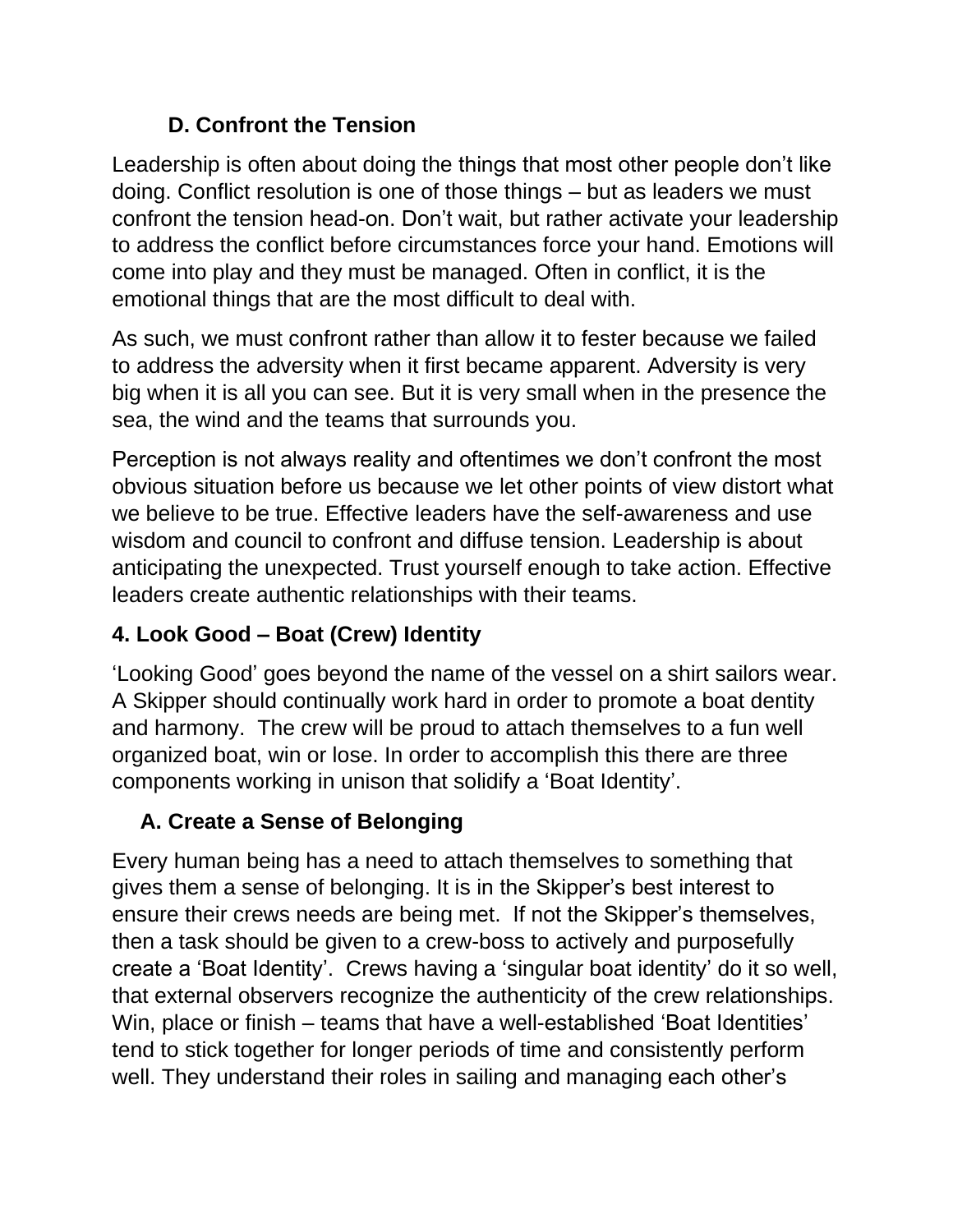### D. Confront the Tension

Leadership is often about doing the things that most other people don't like doing. Conflict resolution is one of those things – but as leaders we must confront the tension head-on. Don't wait, but rather activate your leadership to address the conflict before circumstances force your hand. Emotions will come into play and they must be managed. Often in conflict, it is the emotional things that are the most difficult to deal with.

As such, we must confront rather than allow it to fester because we failed to address the adversity when it first became apparent. Adversity is very big when it is all you can see. But it is very small when in the presence the sea, the wind and the teams that surrounds you.

Perception is not always reality and oftentimes we don't confront the most obvious situation before us because we let other points of view distort what we believe to be true. Effective leaders have the self-awareness and use wisdom and council to confront and diffuse tension. Leadership is about anticipating the unexpected. Trust yourself enough to take action. Effective leaders create authentic relationships with their teams.

## 4. Look Good – Boat (Crew) Identity

'Looking Good' goes beyond the name of the vessel on a shirt sailors wear. A Skipper should continually work hard in order to promote a boat dentity and harmony. The crew will be proud to attach themselves to a fun well organized boat, win or lose. In order to accomplish this there are three components working in unison that solidify a 'Boat Identity'.

### A. Create a Sense of Belonging

Every human being has a need to attach themselves to something that gives them a sense of belonging. It is in the Skipper's best interest to ensure their crews needs are being met. If not the Skipper's themselves, then a task should be given to a crew-boss to actively and purposefully create a 'Boat Identity'. Crews having a 'singular boat identity' do it so well, that external observers recognize the authenticity of the crew relationships. Win, place or finish – teams that have a well-established 'Boat Identities' tend to stick together for longer periods of time and consistently perform well. They understand their roles in sailing and managing each other's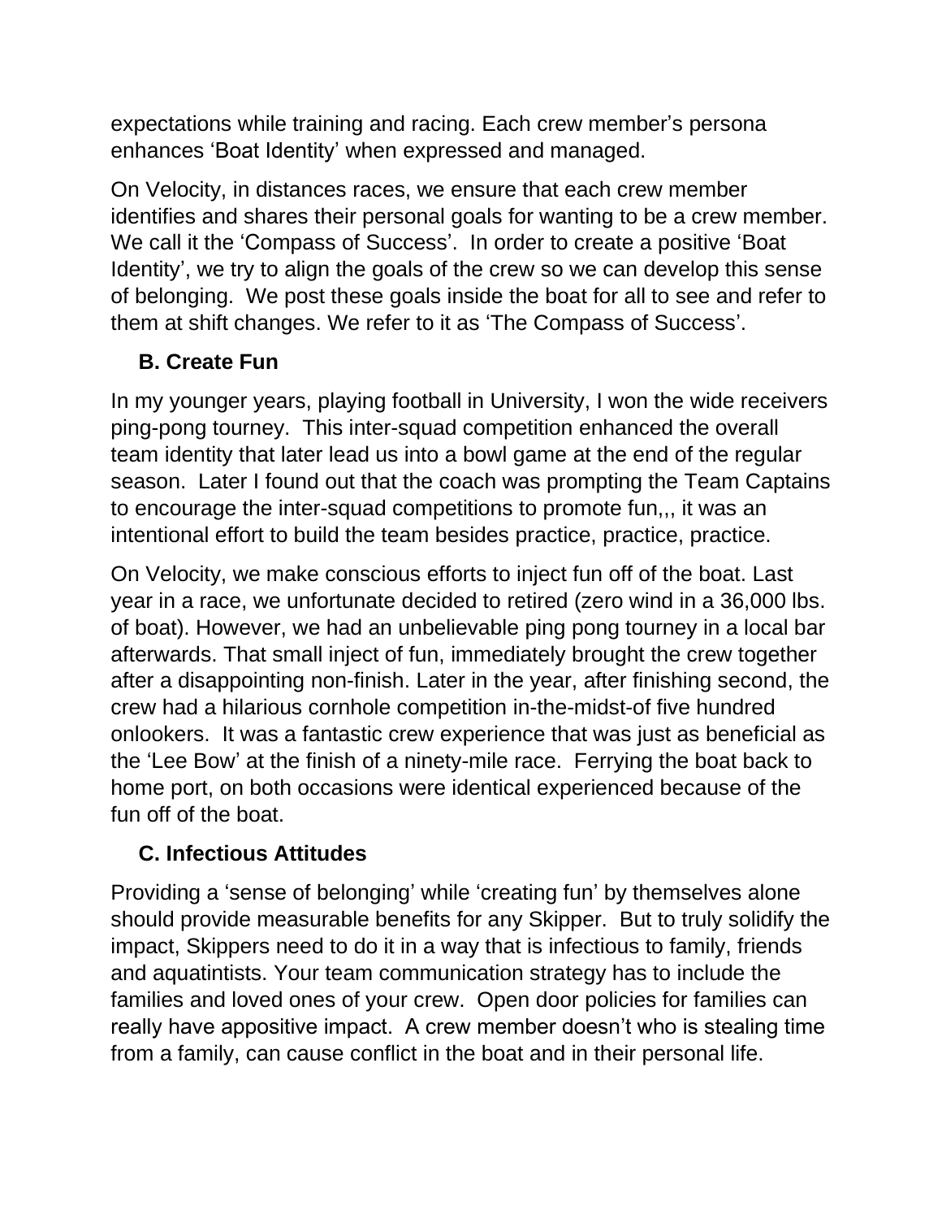expectations while training and racing. Each crew member's persona enhances 'Boat Identity' when expressed and managed.

On Velocity, in distances races, we ensure that each crew member identifies and shares their personal goals for wanting to be a crew member. We call it the 'Compass of Success'. In order to create a positive 'Boat Identity', we try to align the goals of the crew so we can develop this sense of belonging. We post these goals inside the boat for all to see and refer to them at shift changes. We refer to it as 'The Compass of Success'.

### B. Create Fun

In my younger years, playing football in University, I won the wide receivers ping-pong tourney. This inter-squad competition enhanced the overall team identity that later lead us into a bowl game at the end of the regular season. Later I found out that the coach was prompting the Team Captains to encourage the inter-squad competitions to promote fun,,, it was an intentional effort to build the team besides practice, practice, practice.

On Velocity, we make conscious efforts to inject fun off of the boat. Last year in a race, we unfortunate decided to retired (zero wind in a 36,000 lbs. of boat). However, we had an unbelievable ping pong tourney in a local bar afterwards. That small inject of fun, immediately brought the crew together after a disappointing non-finish. Later in the year, after finishing second, the crew had a hilarious cornhole competition in-the-midst-of five hundred onlookers. It was a fantastic crew experience that was just as beneficial as the 'Lee Bow' at the finish of a ninety-mile race. Ferrying the boat back to home port, on both occasions were identical experienced because of the fun off of the boat.

### C. Infectious Attitudes

Providing a 'sense of belonging' while 'creating fun' by themselves alone should provide measurable benefits for any Skipper. But to truly solidify the impact, Skippers need to do it in a way that is infectious to family, friends and aquatintists. Your team communication strategy has to include the families and loved ones of your crew. Open door policies for families can really have appositive impact. A crew member doesn't who is stealing time from a family, can cause conflict in the boat and in their personal life.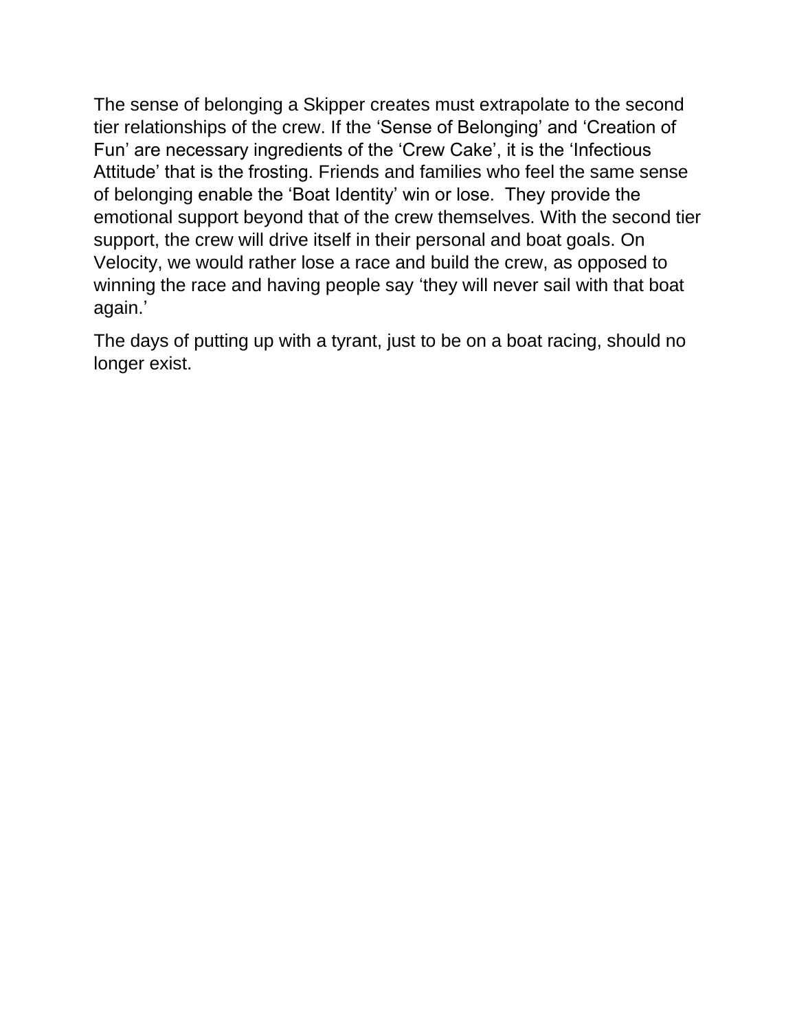The sense of belonging a Skipper creates must extrapolate to the second tier relationships of the crew. If the ‘Sense of Belonging’ and ‘Creation of Fun’ are necessary ingredients of the ‘Crew Cake’, it is the ‘Infectious Attitude’ that is the frosting. Friends and families who feel the same sense of belonging enable the ‘Boat Identity’ win or lose. They provide the emotional support beyond that of the crew themselves. With the second tier support, the crew will drive itself in their personal and boat goals. On Velocity, we would rather lose a race and build the crew, as opposed to winning the race and having people say ‘they will never sail with that boat again.’

The days of putting up with a tyrant, just to be on a boat racing, should no longer exist.